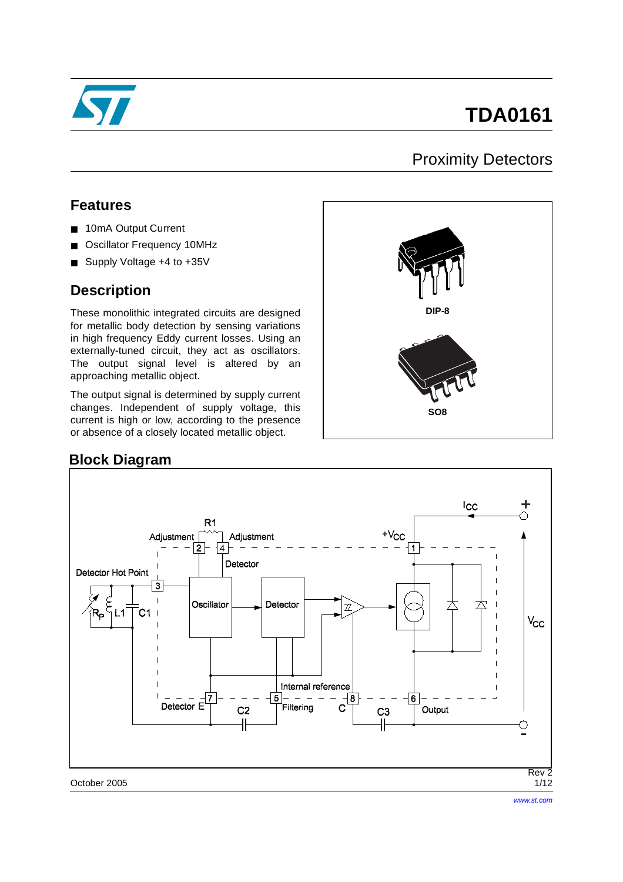# TDA0161

## Proximity Detectors

## Features

- 10mA Output Current
- Oscillator Frequency 10MHz
- Supply Voltage +4 to +35V

## Description

These monolithic integrated circuits are designed for metallic body detection by sensing variations in high frequency Eddy current losses. Using an externally-tuned circuit, they act as oscillators. The output signal level is altered by an approaching metallic object.

The output signal is determined by supply current changes. Independent of supply voltage, this current is high or low, according to the presence or absence of a closely located metallic object.

DIP-8

SO8

## Block Diagram

$I_{CC}$
+
R1
Adjustment
Adjustment
$+V_{CC}$
2
4
1
Detector
Detector Hot Point
3
Oscillator
Detector
$R_P$
L1
C1
$V_{CC}$
Internal reference
7
5
8
6
Detector E
C2
Filtering
C
C3
Output
-

October 2005
Rev 2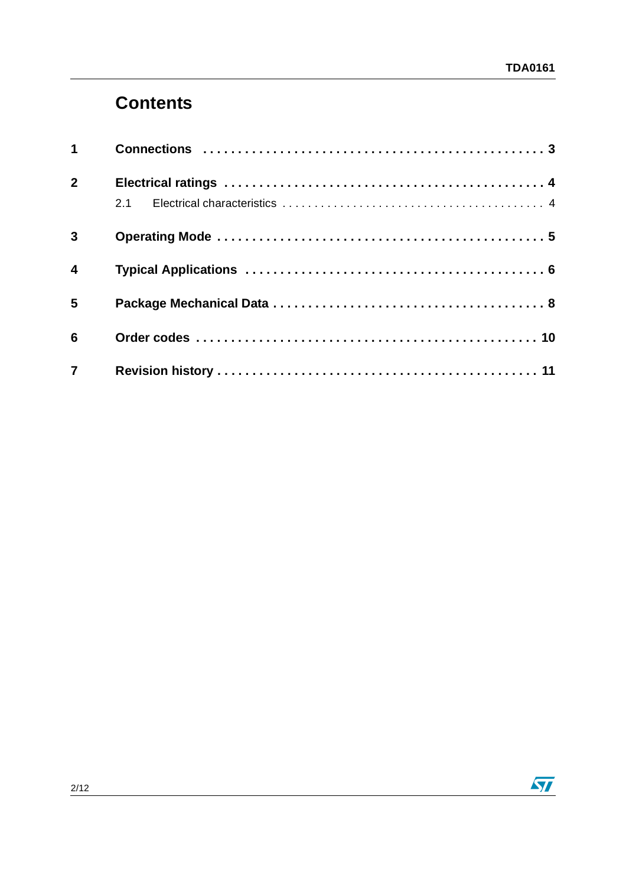# Contents

**1 Connections . . . . . . . . . . . . . . . . . . . . . . . . . . . . . . . . . . . . . . . . . . . . . . . 3**

**2 Electrical ratings . . . . . . . . . . . . . . . . . . . . . . . . . . . . . . . . . . . . . . . . . . . . . 4**

2.1 Electrical characteristics . . . . . . . . . . . . . . . . . . . . . . . . . . . . . . . . . . . . . . 4

**3 Operating Mode . . . . . . . . . . . . . . . . . . . . . . . . . . . . . . . . . . . . . . . . . . . . . 5**

**4 Typical Applications . . . . . . . . . . . . . . . . . . . . . . . . . . . . . . . . . . . . . . . . . . 6**

**5 Package Mechanical Data . . . . . . . . . . . . . . . . . . . . . . . . . . . . . . . . . . . . . . 8**

**6 Order codes . . . . . . . . . . . . . . . . . . . . . . . . . . . . . . . . . . . . . . . . . . . . . . . 10**

**7 Revision history . . . . . . . . . . . . . . . . . . . . . . . . . . . . . . . . . . . . . . . . . . . . 11**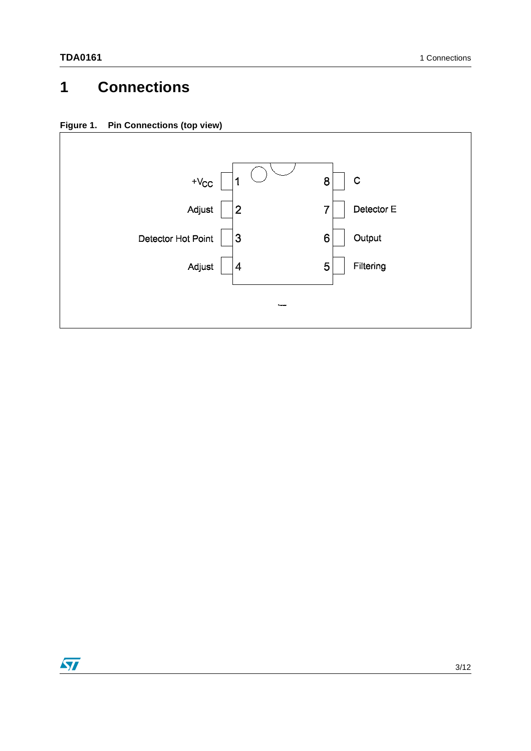# 1 Connections

**Figure 1. Pin Connections (top view)**

$+V_{CC}$ 1

Adjust 2

Detector Hot Point 3

Adjust 4

8 C

7 Detector E

6 Output

5 Filtering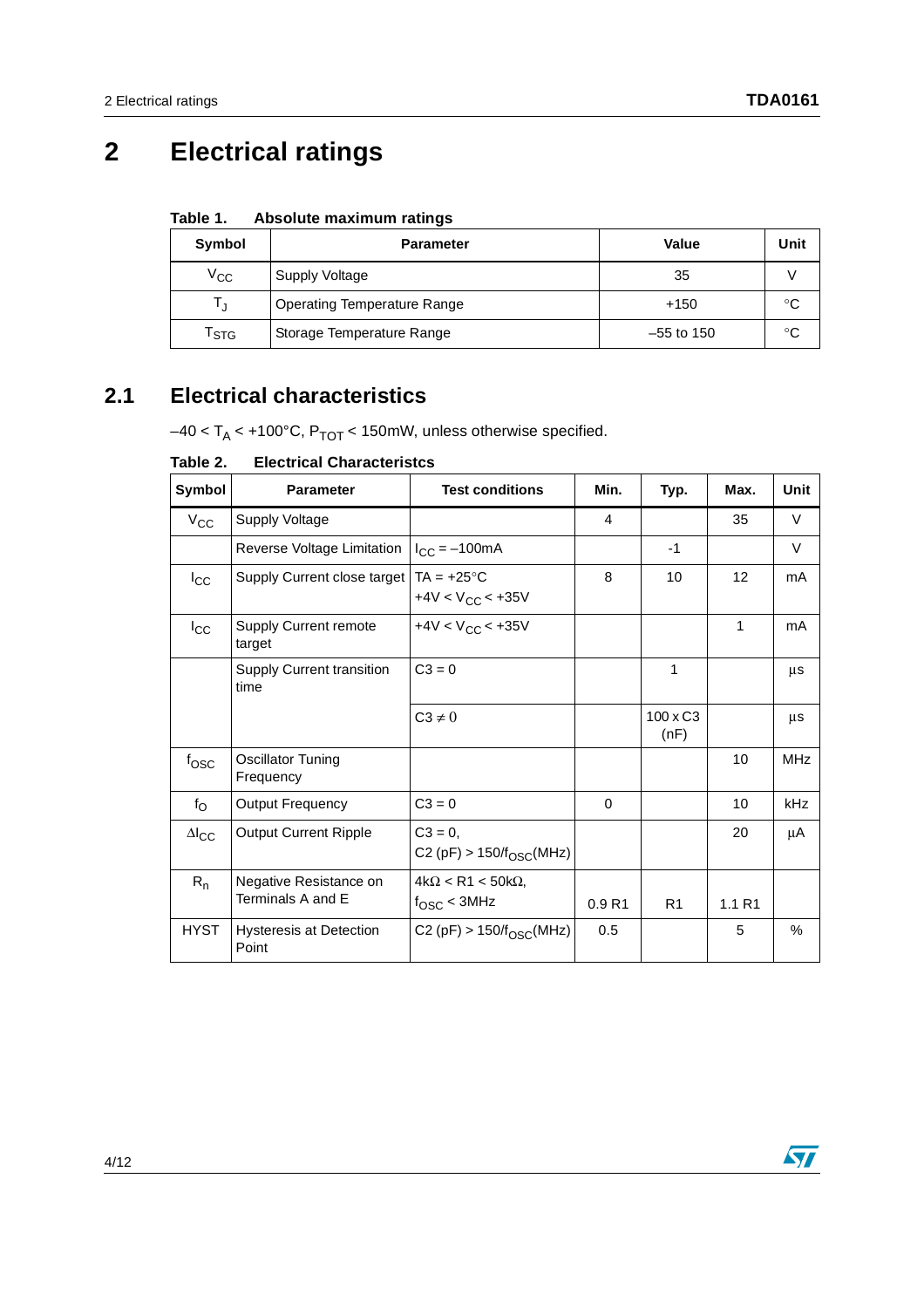# 2 Electrical ratings

**Table 1. Absolute maximum ratings**

| Symbol | Parameter | Value | Unit |
|---|---|---|---|
| $V_{CC}$ | Supply Voltage | 35 | V |
| $T_J$ | Operating Temperature Range | +150 | °C |
| $T_{STG}$ | Storage Temperature Range | –55 to 150 | °C |

## 2.1 Electrical characteristics

$-40 < T_A < +100$°C, $P_{TOT} < 150$mW, unless otherwise specified.

**Table 2. Electrical Characteristcs**

| Symbol | Parameter | Test conditions | Min. | Typ. | Max. | Unit |
|---|---|---|---|---|---|---|
| $V_{CC}$ | Supply Voltage | | 4 | | 35 | V |
| | Reverse Voltage Limitation | $I_{CC} = -100$mA | | -1 | | V |
| $I_{CC}$ | Supply Current close target | TA = +25°C<br>$+4V < V_{CC} < +35V$ | 8 | 10 | 12 | mA |
| $I_{CC}$ | Supply Current remote target | $+4V < V_{CC} < +35V$ | | | 1 | mA |
| | Supply Current transition time | C3 = 0 | | 1 | | µs |
| | | $C3 \neq 0$ | | 100 x C3 (nF) | | µs |
| $f_{OSC}$ | Oscillator Tuning Frequency | | | | 10 | MHz |
| $f_O$ | Output Frequency | C3 = 0 | 0 | | 10 | kHz |
| $\Delta I_{CC}$ | Output Current Ripple | C3 = 0,<br>C2 (pF) > $150/f_{OSC}$(MHz) | | | 20 | µA |
| $R_n$ | Negative Resistance on Terminals A and E | 4kΩ < R1 < 50kΩ,<br>$f_{OSC}$ < 3MHz | 0.9 R1 | R1 | 1.1 R1 | |
| HYST | Hysteresis at Detection Point | C2 (pF) > $150/f_{OSC}$(MHz) | 0.5 | | 5 | % |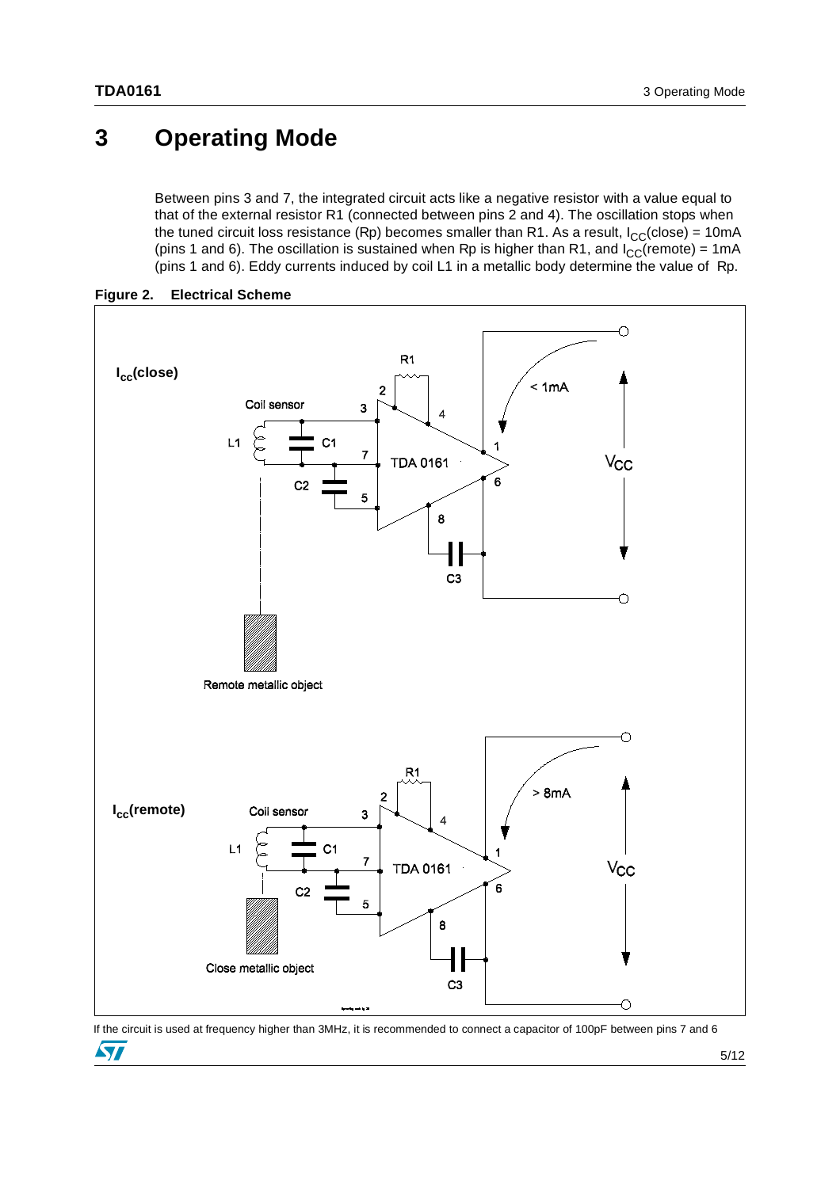# 3 Operating Mode

Between pins 3 and 7, the integrated circuit acts like a negative resistor with a value equal to that of the external resistor R1 (connected between pins 2 and 4). The oscillation stops when the tuned circuit loss resistance (Rp) becomes smaller than R1. As a result, $I_{CC}$(close) = 10mA (pins 1 and 6). The oscillation is sustained when Rp is higher than R1, and $I_{CC}$(remote) = 1mA (pins 1 and 6). Eddy currents induced by coil L1 in a metallic body determine the value of Rp.

**Figure 2. Electrical Scheme**

$I_{cc}$(close)

R1

2

3

4

Coil sensor

L1

C1

7

TDA 0161

1

6

C2

5

8

C3

< 1mA

$V_{CC}$

Remote metallic object

$I_{cc}$(remote)

R1

2

3

4

Coil sensor

L1

C1

7

TDA 0161

1

6

C2

5

8

C3

> 8mA

$V_{CC}$

Close metallic object

If the circuit is used at frequency higher than 3MHz, it is recommended to connect a capacitor of 100pF between pins 7 and 6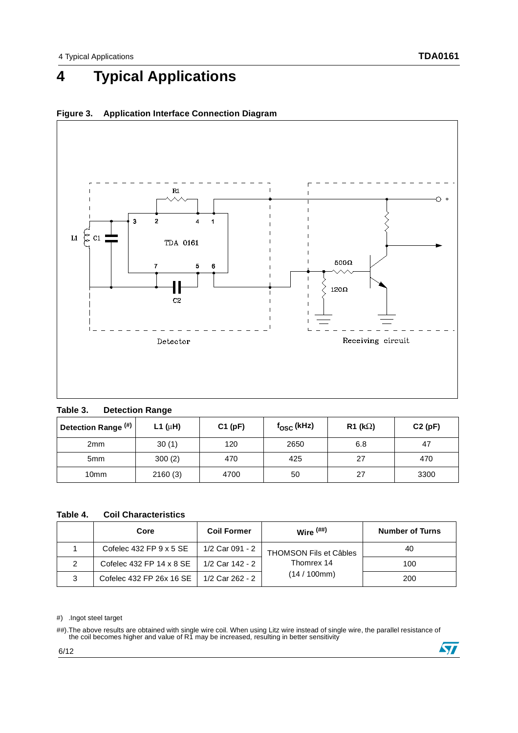# 4 Typical Applications

**Figure 3. Application Interface Connection Diagram**

R1
3 2 4 1
L1 C1
TDA 0161
7 5 6
C2
500Ω
120Ω
+
Detector
Receiving circuit

**Table 3. Detection Range**

| Detection Range [#] | L1 (µH) | C1 (pF) | $f_{OSC}$ (kHz) | R1 (kΩ) | C2 (pF) |
|---|---|---|---|---|---|
| 2mm | 30 (1) | 120 | 2650 | 6.8 | 47 |
| 5mm | 300 (2) | 470 | 425 | 27 | 470 |
| 10mm | 2160 (3) | 4700 | 50 | 27 | 3300 |

**Table 4. Coil Characteristics**

| | Core | Coil Former | Wire [##] | Number of Turns |
|---|---|---|---|---|
| 1 | Cofelec 432 FP 9 x 5 SE | 1/2 Car 091 - 2 | THOMSON Fils et Câbles Thomrex 14 (14 / 100mm) | 40 |
| 2 | Cofelec 432 FP 14 x 8 SE | 1/2 Car 142 - 2 | | 100 |
| 3 | Cofelec 432 FP 26x 16 SE | 1/2 Car 262 - 2 | | 200 |

#) .Ingot steel target

##).The above results are obtained with single wire coil. When using Litz wire instead of single wire, the parallel resistance of the coil becomes higher and value of R1 may be increased, resulting in better sensitivity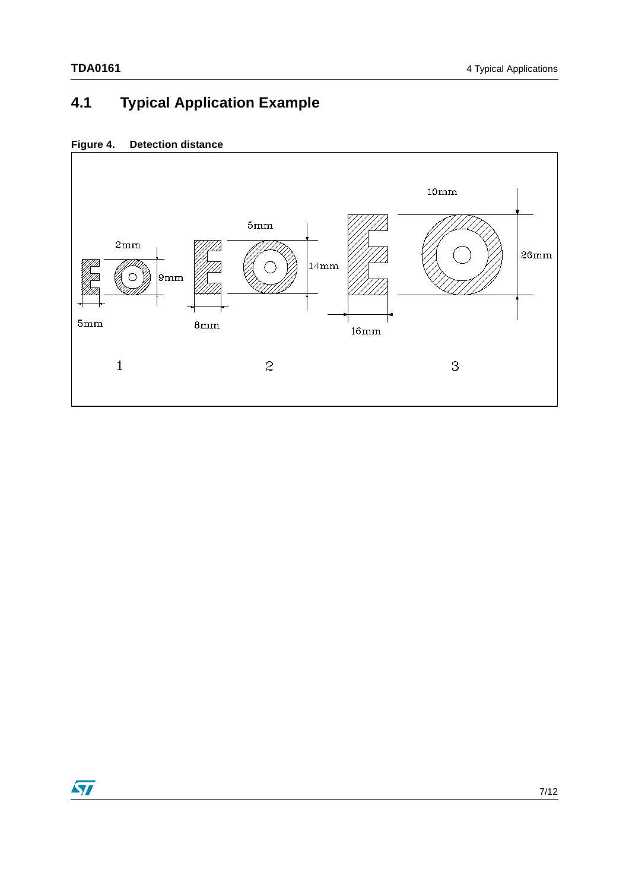## 4.1 Typical Application Example

**Figure 4. Detection distance**

2mm
9mm
5mm
1

5mm
14mm
8mm
2

10mm
26mm
16mm
3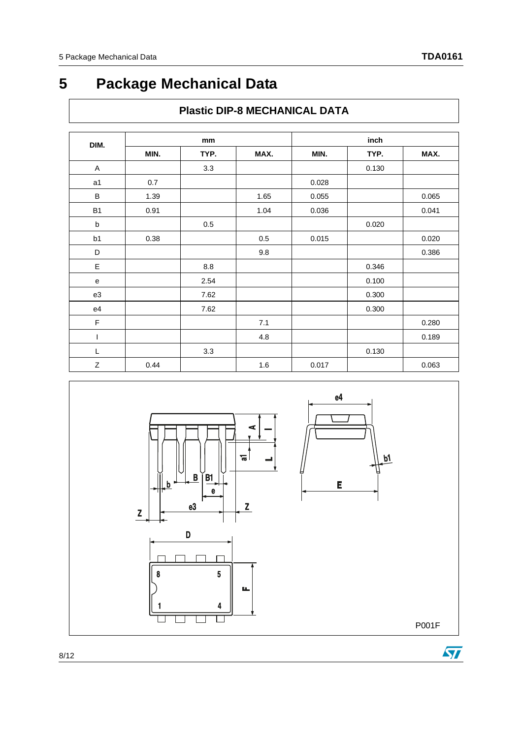# 5 Package Mechanical Data

**Plastic DIP-8 MECHANICAL DATA**

| DIM. | mm | | | inch | | |
|---|---|---|---|---|---|---|
| | MIN. | TYP. | MAX. | MIN. | TYP. | MAX. |
| A | | 3.3 | | | 0.130 | |
| a1 | 0.7 | | | 0.028 | | |
| B | 1.39 | | 1.65 | 0.055 | | 0.065 |
| B1 | 0.91 | | 1.04 | 0.036 | | 0.041 |
| b | | 0.5 | | | 0.020 | |
| b1 | 0.38 | | 0.5 | 0.015 | | 0.020 |
| D | | | 9.8 | | | 0.386 |
| E | | 8.8 | | | 0.346 | |
| e | | 2.54 | | | 0.100 | |
| e3 | | 7.62 | | | 0.300 | |
| e4 | | 7.62 | | | 0.300 | |
| F | | | 7.1 | | | 0.280 |
| I | | | 4.8 | | | 0.189 |
| L | | 3.3 | | | 0.130 | |
| Z | 0.44 | | 1.6 | 0.017 | | 0.063 |

P001F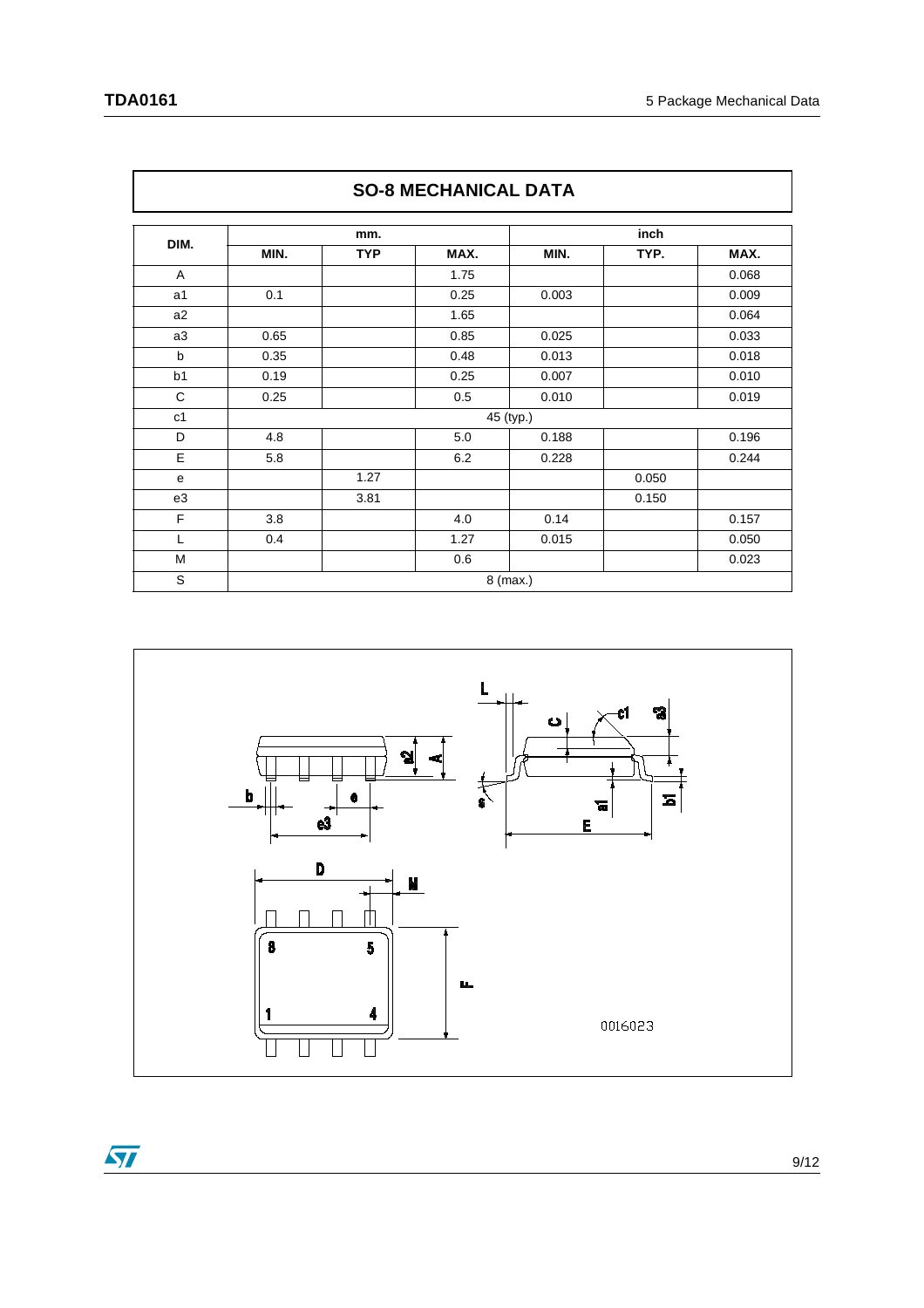## SO-8 MECHANICAL DATA

| DIM. | mm. | | | inch | | |
|---|---|---|---|---|---|---|
| | MIN. | TYP | MAX. | MIN. | TYP. | MAX. |
| A | | | 1.75 | | | 0.068 |
| a1 | 0.1 | | 0.25 | 0.003 | | 0.009 |
| a2 | | | 1.65 | | | 0.064 |
| a3 | 0.65 | | 0.85 | 0.025 | | 0.033 |
| b | 0.35 | | 0.48 | 0.013 | | 0.018 |
| b1 | 0.19 | | 0.25 | 0.007 | | 0.010 |
| C | 0.25 | | 0.5 | 0.010 | | 0.019 |
| c1 | 45 (typ.) | | | | | |
| D | 4.8 | | 5.0 | 0.188 | | 0.196 |
| E | 5.8 | | 6.2 | 0.228 | | 0.244 |
| e | | 1.27 | | | 0.050 | |
| e3 | | 3.81 | | | 0.150 | |
| F | 3.8 | | 4.0 | 0.14 | | 0.157 |
| L | 0.4 | | 1.27 | 0.015 | | 0.050 |
| M | | | 0.6 | | | 0.023 |
| S | 8 (max.) | | | | | |

L
C
c1
a3
a2
A
b
e
e3
s
a1
b1
E
D
M
8
5
1
4
F
0016023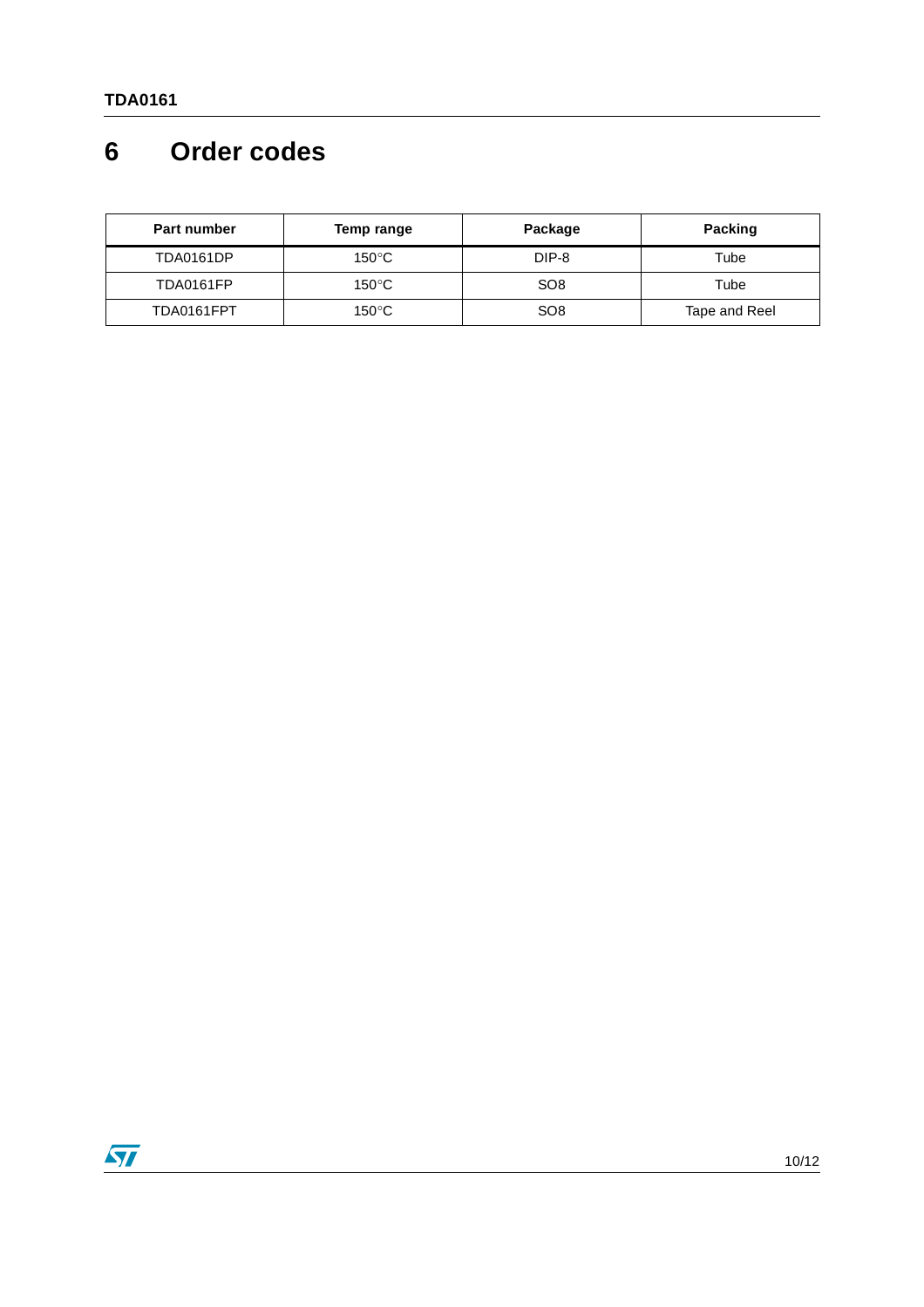# 6 Order codes

| Part number | Temp range | Package | Packing |
|---|---|---|---|
| TDA0161DP | 150°C | DIP-8 | Tube |
| TDA0161FP | 150°C | SO8 | Tube |
| TDA0161FPT | 150°C | SO8 | Tape and Reel |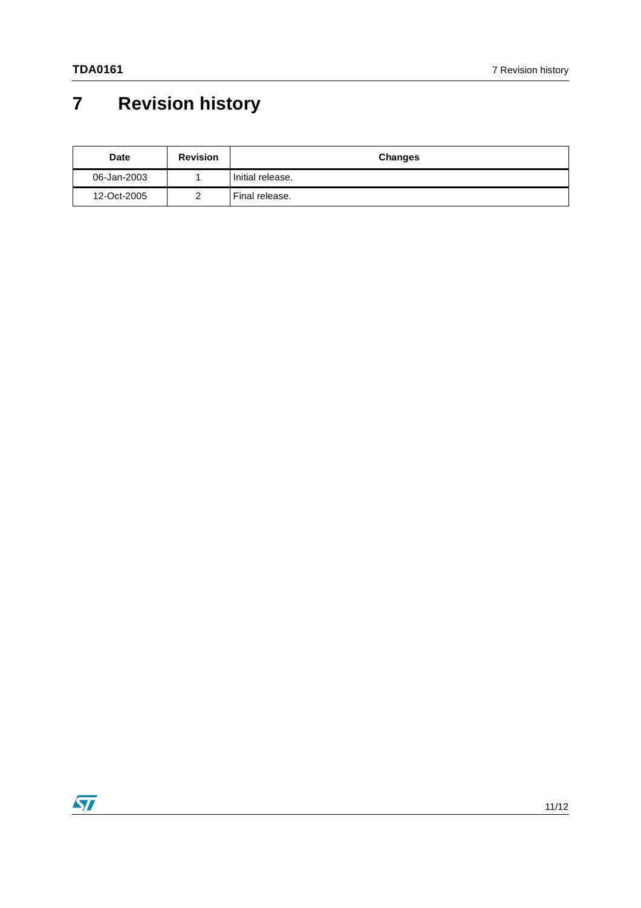# 7 Revision history

| Date | Revision | Changes |
| --- | --- | --- |
| 06-Jan-2003 | 1 | Initial release. |
| 12-Oct-2005 | 2 | Final release. |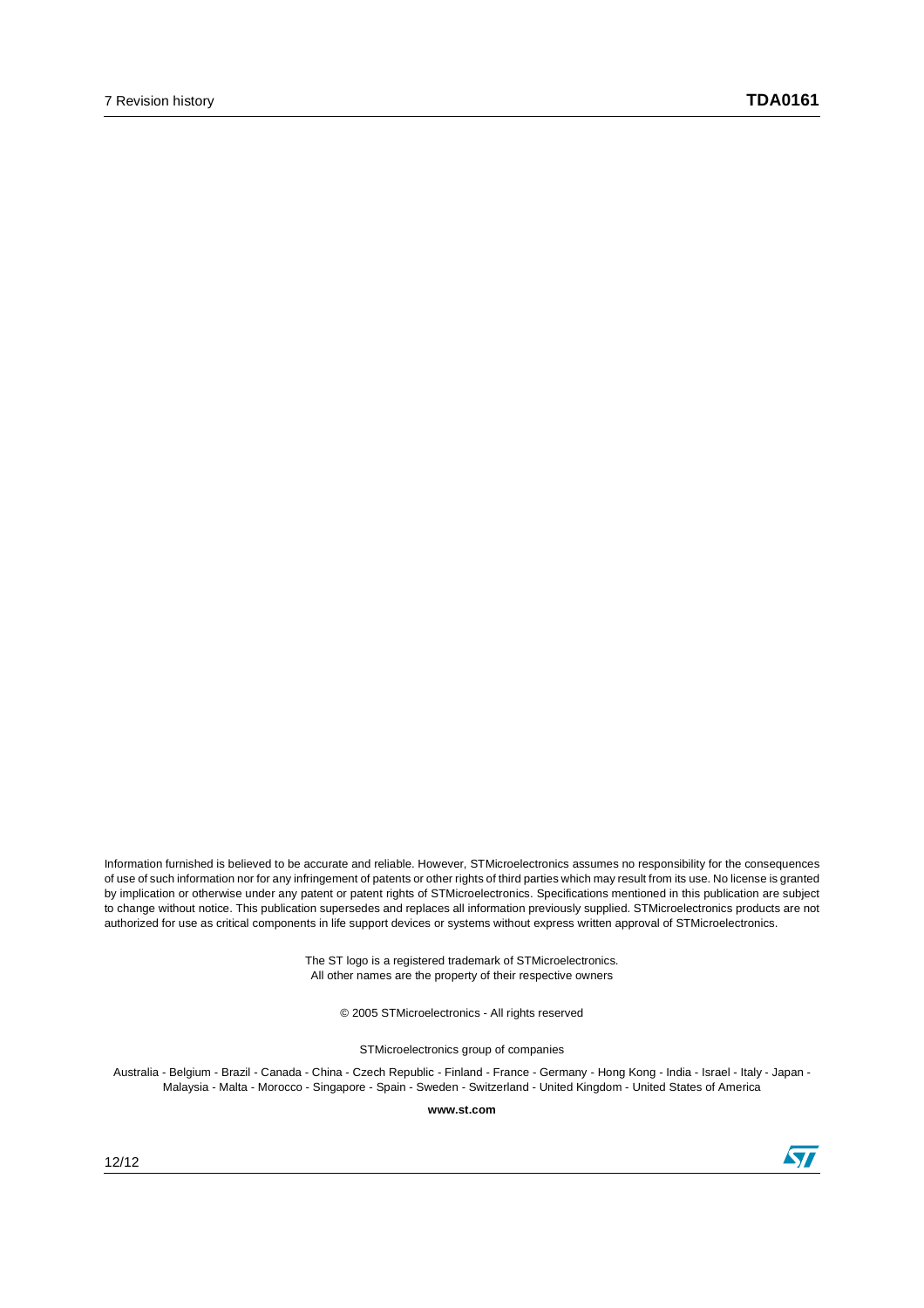Information furnished is believed to be accurate and reliable. However, STMicroelectronics assumes no responsibility for the consequences of use of such information nor for any infringement of patents or other rights of third parties which may result from its use. No license is granted by implication or otherwise under any patent or patent rights of STMicroelectronics. Specifications mentioned in this publication are subject to change without notice. This publication supersedes and replaces all information previously supplied. STMicroelectronics products are not authorized for use as critical components in life support devices or systems without express written approval of STMicroelectronics.

The ST logo is a registered trademark of STMicroelectronics.
All other names are the property of their respective owners

© 2005 STMicroelectronics - All rights reserved

STMicroelectronics group of companies

Australia - Belgium - Brazil - Canada - China - Czech Republic - Finland - France - Germany - Hong Kong - India - Israel - Italy - Japan - Malaysia - Malta - Morocco - Singapore - Spain - Sweden - Switzerland - United Kingdom - United States of America

**www.st.com**